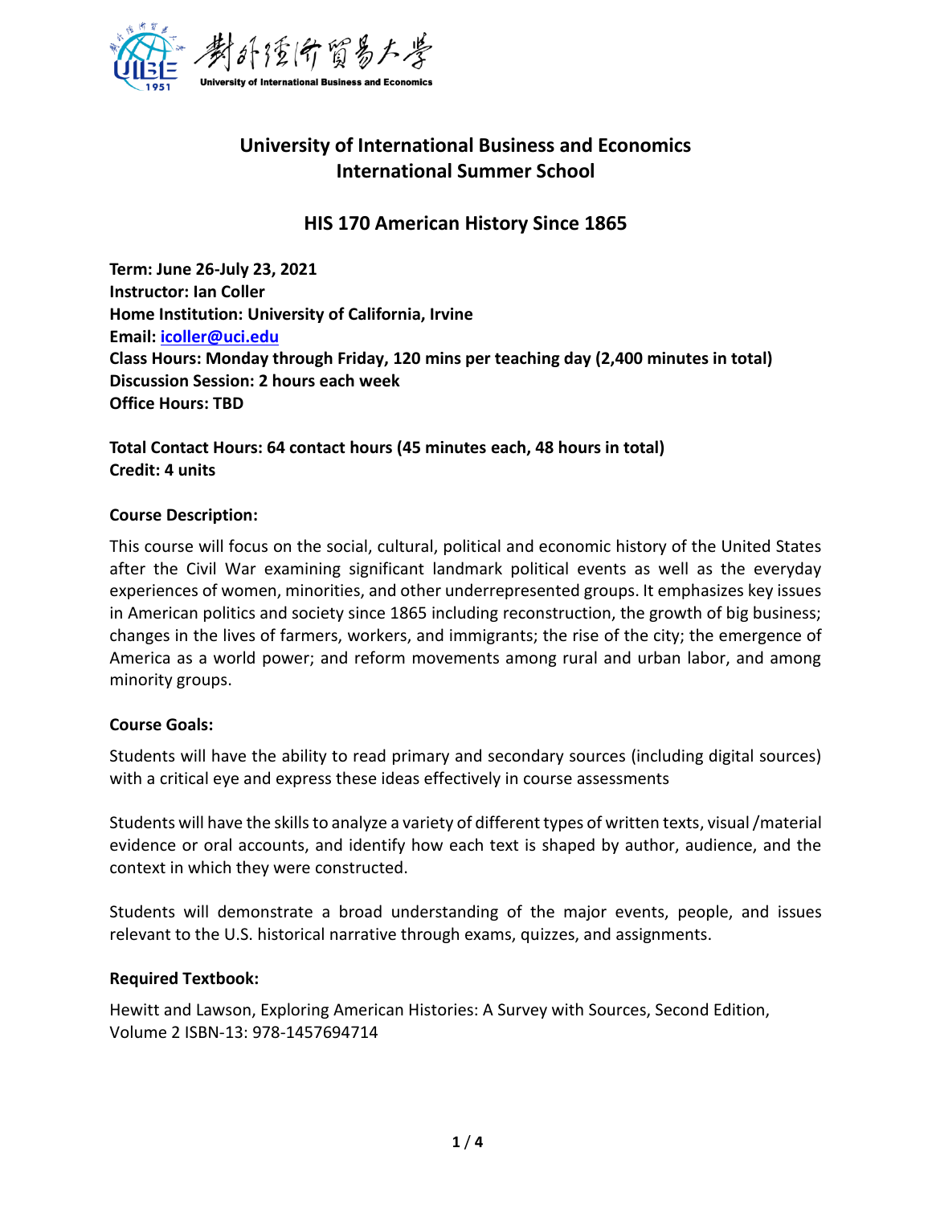# University of International Business and Economics
# International Summer School

## HIS 170 American History Since 1865

**Term: June 26-July 23, 2021**
**Instructor: Ian Coller**
**Home Institution: University of California, Irvine**
**Email: icoller@uci.edu**
**Class Hours: Monday through Friday, 120 mins per teaching day (2,400 minutes in total)**
**Discussion Session: 2 hours each week**
**Office Hours: TBD**

**Total Contact Hours: 64 contact hours (45 minutes each, 48 hours in total)**
**Credit: 4 units**

### Course Description:

This course will focus on the social, cultural, political and economic history of the United States after the Civil War examining significant landmark political events as well as the everyday experiences of women, minorities, and other underrepresented groups. It emphasizes key issues in American politics and society since 1865 including reconstruction, the growth of big business; changes in the lives of farmers, workers, and immigrants; the rise of the city; the emergence of America as a world power; and reform movements among rural and urban labor, and among minority groups.

### Course Goals:

Students will have the ability to read primary and secondary sources (including digital sources) with a critical eye and express these ideas effectively in course assessments

Students will have the skills to analyze a variety of different types of written texts, visual /material evidence or oral accounts, and identify how each text is shaped by author, audience, and the context in which they were constructed.

Students will demonstrate a broad understanding of the major events, people, and issues relevant to the U.S. historical narrative through exams, quizzes, and assignments.

### Required Textbook:

Hewitt and Lawson, Exploring American Histories: A Survey with Sources, Second Edition, Volume 2 ISBN-13: 978-1457694714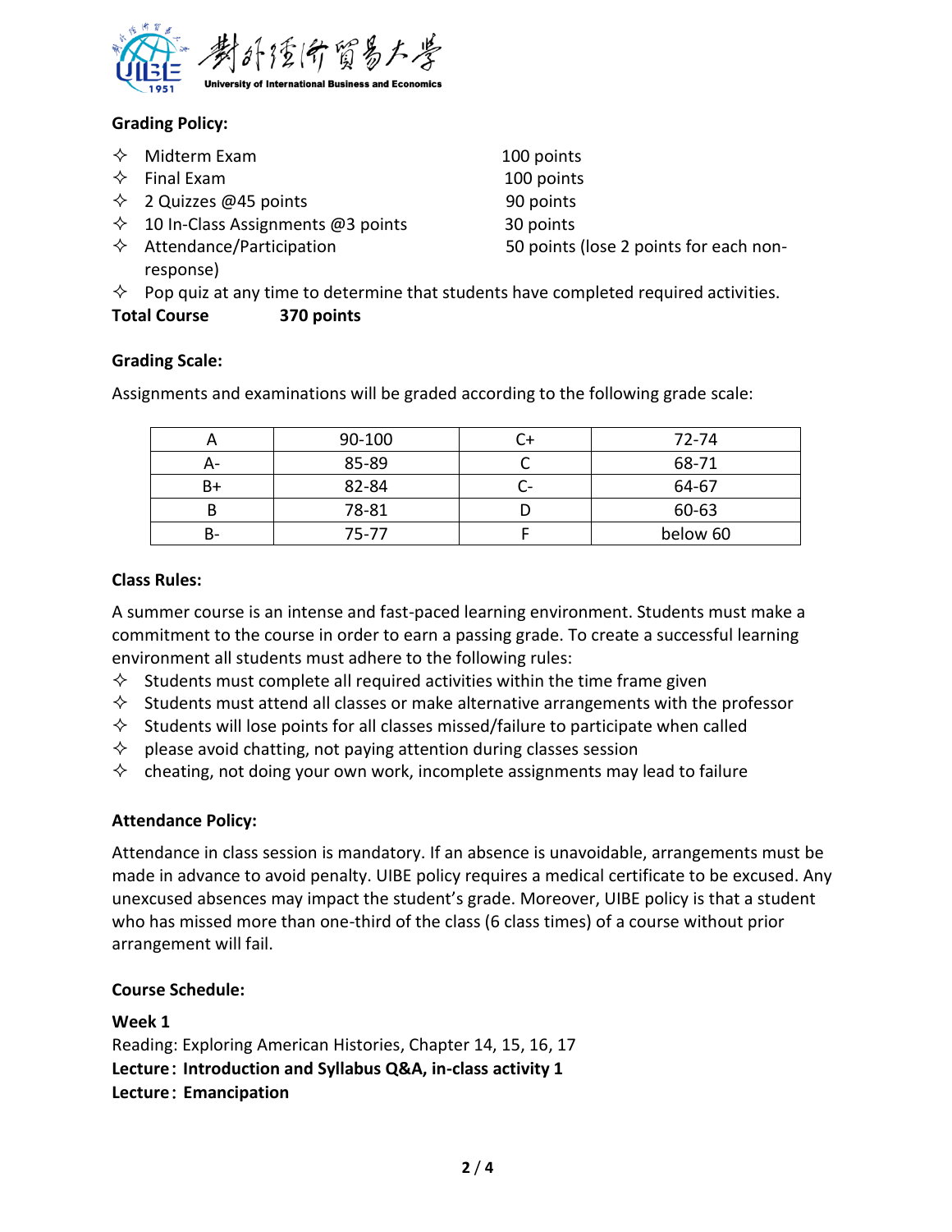**Grading Policy:**

- ✧ Midterm Exam 100 points
- ✧ Final Exam 100 points
- ✧ 2 Quizzes @45 points 90 points
- ✧ 10 In-Class Assignments @3 points 30 points
- ✧ Attendance/Participation 50 points (lose 2 points for each non-response)
- ✧ Pop quiz at any time to determine that students have completed required activities.

**Total Course 370 points**

**Grading Scale:**

Assignments and examinations will be graded according to the following grade scale:

| A | 90-100 | C+ | 72-74 |
|---|---|---|---|
| A- | 85-89 | C | 68-71 |
| B+ | 82-84 | C- | 64-67 |
| B | 78-81 | D | 60-63 |
| B- | 75-77 | F | below 60 |

**Class Rules:**

A summer course is an intense and fast-paced learning environment. Students must make a commitment to the course in order to earn a passing grade. To create a successful learning environment all students must adhere to the following rules:

- ✧ Students must complete all required activities within the time frame given
- ✧ Students must attend all classes or make alternative arrangements with the professor
- ✧ Students will lose points for all classes missed/failure to participate when called
- ✧ please avoid chatting, not paying attention during classes session
- ✧ cheating, not doing your own work, incomplete assignments may lead to failure

**Attendance Policy:**

Attendance in class session is mandatory. If an absence is unavoidable, arrangements must be made in advance to avoid penalty. UIBE policy requires a medical certificate to be excused. Any unexcused absences may impact the student's grade. Moreover, UIBE policy is that a student who has missed more than one-third of the class (6 class times) of a course without prior arrangement will fail.

**Course Schedule:**

**Week 1**

Reading: Exploring American Histories, Chapter 14, 15, 16, 17

**Lecture：Introduction and Syllabus Q&A, in-class activity 1**

**Lecture：Emancipation**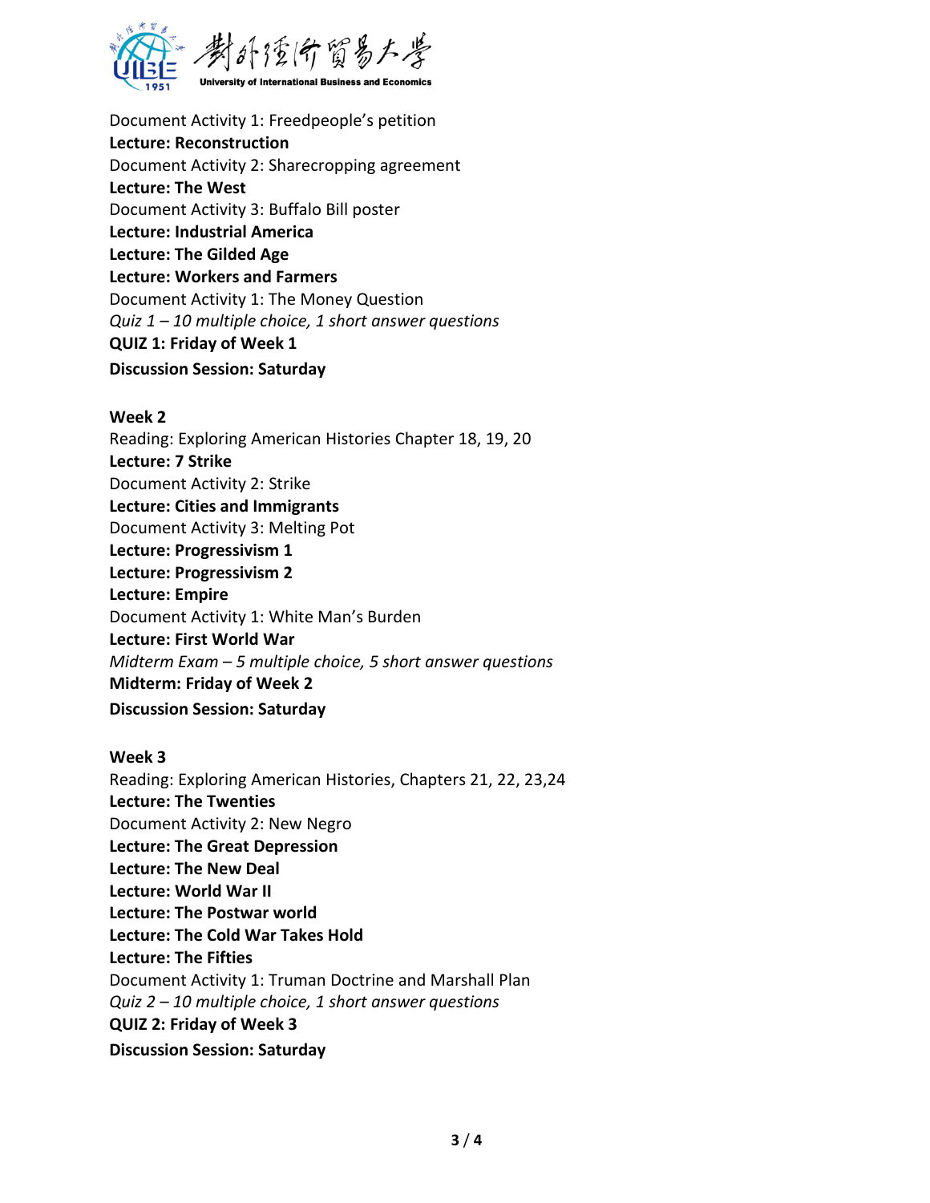Document Activity 1: Freedpeople's petition
**Lecture: Reconstruction**
Document Activity 2: Sharecropping agreement
**Lecture: The West**
Document Activity 3: Buffalo Bill poster
**Lecture: Industrial America**
**Lecture: The Gilded Age**
**Lecture: Workers and Farmers**
Document Activity 1: The Money Question
*Quiz 1 – 10 multiple choice, 1 short answer questions*
**QUIZ 1: Friday of Week 1**
**Discussion Session: Saturday**

**Week 2**
Reading: Exploring American Histories Chapter 18, 19, 20
**Lecture: 7 Strike**
Document Activity 2: Strike
**Lecture: Cities and Immigrants**
Document Activity 3: Melting Pot
**Lecture: Progressivism 1**
**Lecture: Progressivism 2**
**Lecture: Empire**
Document Activity 1: White Man's Burden
**Lecture: First World War**
*Midterm Exam – 5 multiple choice, 5 short answer questions*
**Midterm: Friday of Week 2**
**Discussion Session: Saturday**

**Week 3**
Reading: Exploring American Histories, Chapters 21, 22, 23,24
**Lecture: The Twenties**
Document Activity 2: New Negro
**Lecture: The Great Depression**
**Lecture: The New Deal**
**Lecture: World War II**
**Lecture: The Postwar world**
**Lecture: The Cold War Takes Hold**
**Lecture: The Fifties**
Document Activity 1: Truman Doctrine and Marshall Plan
*Quiz 2 – 10 multiple choice, 1 short answer questions*
**QUIZ 2: Friday of Week 3**
**Discussion Session: Saturday**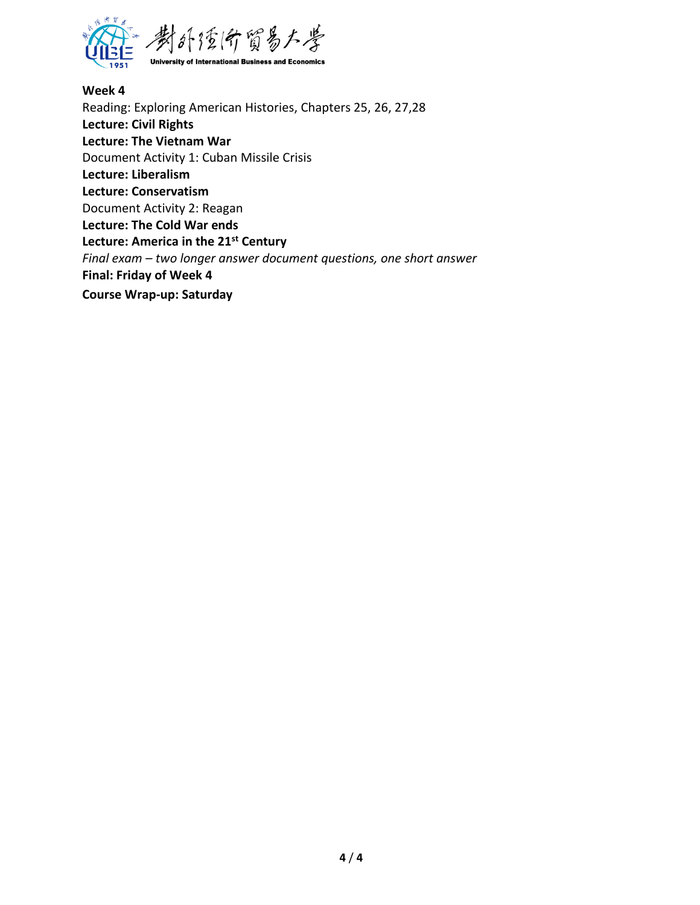**Week 4**

Reading: Exploring American Histories, Chapters 25, 26, 27,28

**Lecture: Civil Rights**

**Lecture: The Vietnam War**

Document Activity 1: Cuban Missile Crisis

**Lecture: Liberalism**

**Lecture: Conservatism**

Document Activity 2: Reagan

**Lecture: The Cold War ends**

**Lecture: America in the 21st Century**

*Final exam – two longer answer document questions, one short answer*

**Final: Friday of Week 4**

**Course Wrap-up: Saturday**